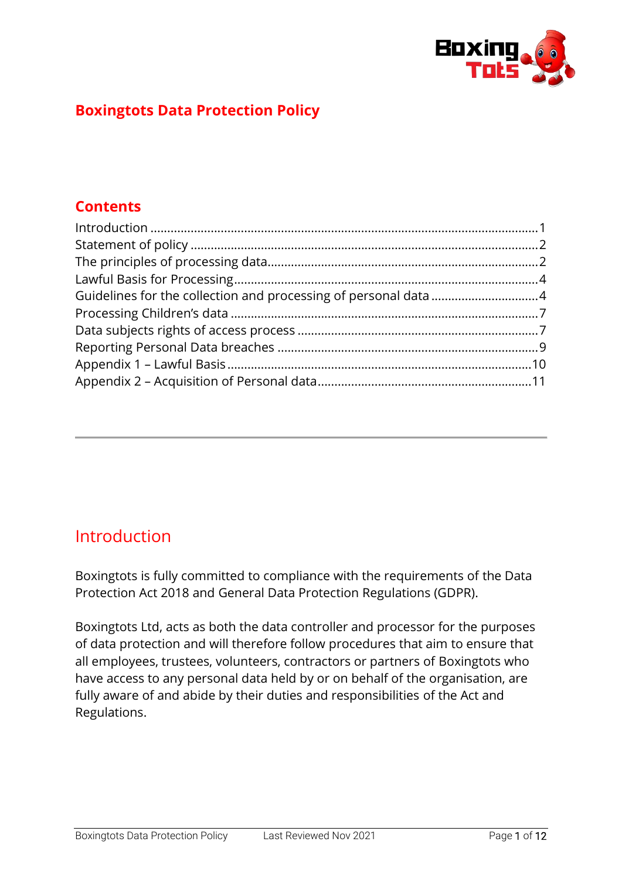# Boxingtots Data Protection Policy

## Contents

Introduction .......... 1
Statement of policy .......... 2
The principles of processing data .......... 2
Lawful Basis for Processing .......... 4
Guidelines for the collection and processing of personal data .......... 4
Processing Children's data .......... 7
Data subjects rights of access process .......... 7
Reporting Personal Data breaches .......... 9
Appendix 1 – Lawful Basis .......... 10
Appendix 2 – Acquisition of Personal data .......... 11

---

## Introduction

Boxingtots is fully committed to compliance with the requirements of the Data Protection Act 2018 and General Data Protection Regulations (GDPR).

Boxingtots Ltd, acts as both the data controller and processor for the purposes of data protection and will therefore follow procedures that aim to ensure that all employees, trustees, volunteers, contractors or partners of Boxingtots who have access to any personal data held by or on behalf of the organisation, are fully aware of and abide by their duties and responsibilities of the Act and Regulations.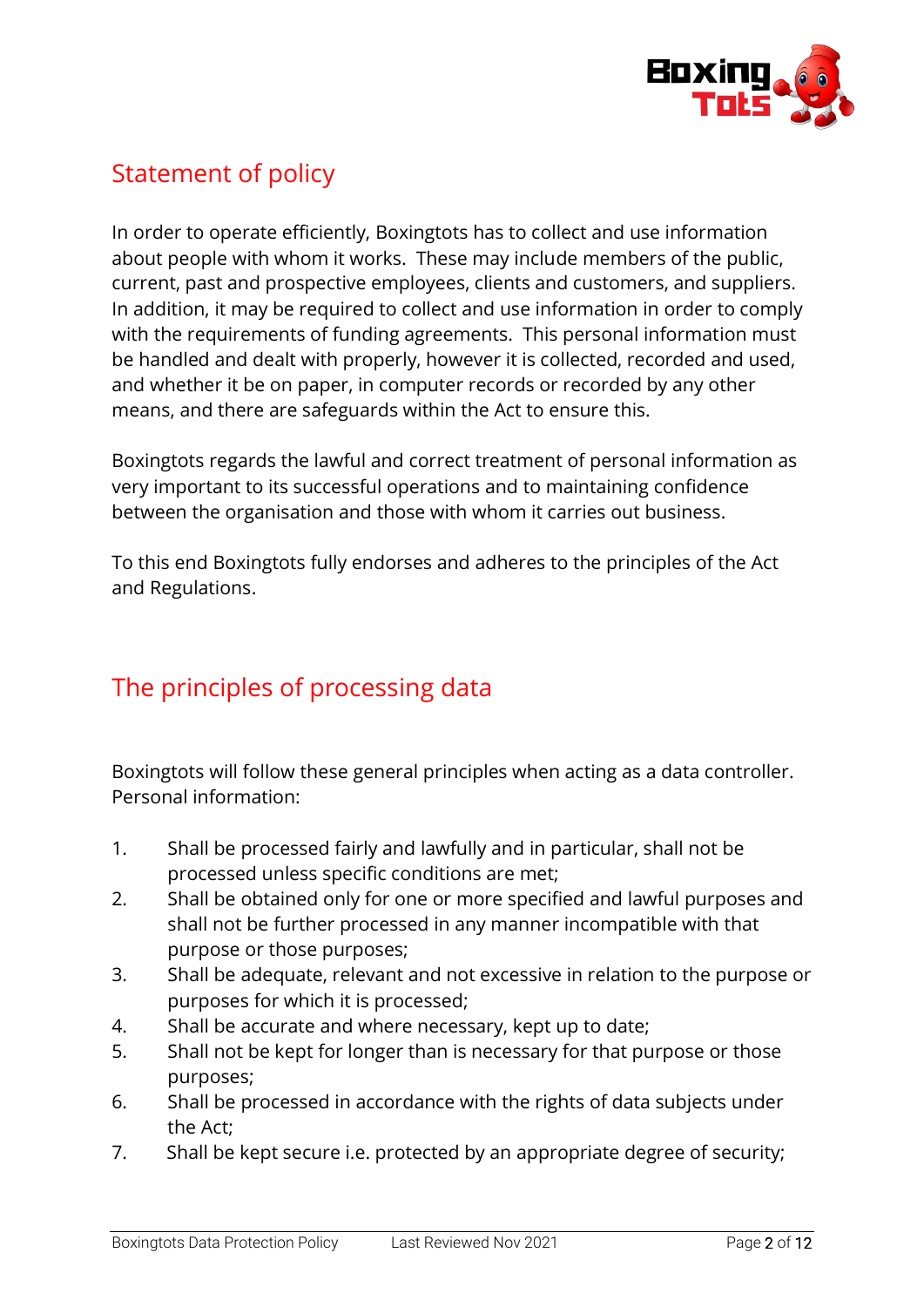## Statement of policy

In order to operate efficiently, Boxingtots has to collect and use information about people with whom it works. These may include members of the public, current, past and prospective employees, clients and customers, and suppliers. In addition, it may be required to collect and use information in order to comply with the requirements of funding agreements. This personal information must be handled and dealt with properly, however it is collected, recorded and used, and whether it be on paper, in computer records or recorded by any other means, and there are safeguards within the Act to ensure this.

Boxingtots regards the lawful and correct treatment of personal information as very important to its successful operations and to maintaining confidence between the organisation and those with whom it carries out business.

To this end Boxingtots fully endorses and adheres to the principles of the Act and Regulations.

## The principles of processing data

Boxingtots will follow these general principles when acting as a data controller. Personal information:

1. Shall be processed fairly and lawfully and in particular, shall not be processed unless specific conditions are met;
2. Shall be obtained only for one or more specified and lawful purposes and shall not be further processed in any manner incompatible with that purpose or those purposes;
3. Shall be adequate, relevant and not excessive in relation to the purpose or purposes for which it is processed;
4. Shall be accurate and where necessary, kept up to date;
5. Shall not be kept for longer than is necessary for that purpose or those purposes;
6. Shall be processed in accordance with the rights of data subjects under the Act;
7. Shall be kept secure i.e. protected by an appropriate degree of security;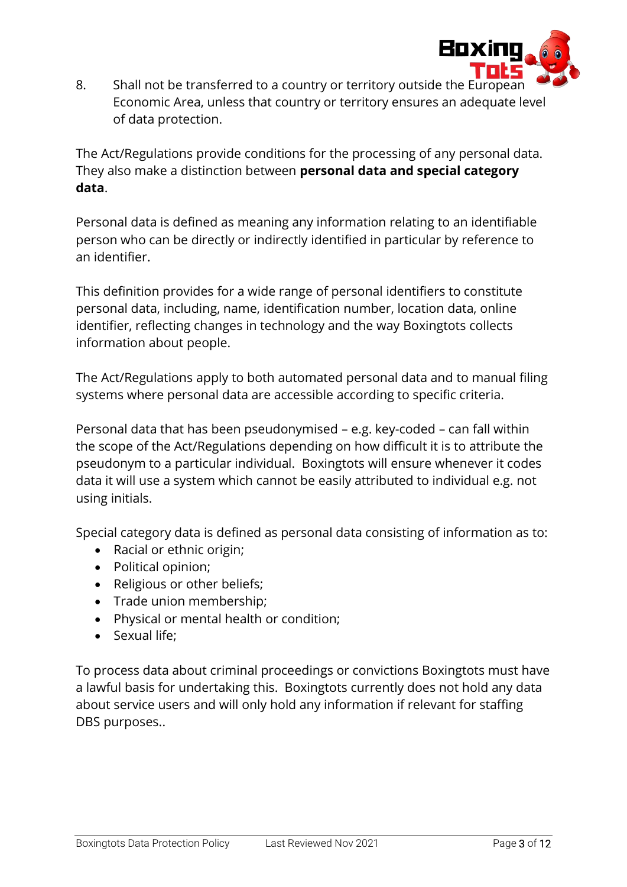8. Shall not be transferred to a country or territory outside the European Economic Area, unless that country or territory ensures an adequate level of data protection.

The Act/Regulations provide conditions for the processing of any personal data. They also make a distinction between **personal data and special category data**.

Personal data is defined as meaning any information relating to an identifiable person who can be directly or indirectly identified in particular by reference to an identifier.

This definition provides for a wide range of personal identifiers to constitute personal data, including, name, identification number, location data, online identifier, reflecting changes in technology and the way Boxingtots collects information about people.

The Act/Regulations apply to both automated personal data and to manual filing systems where personal data are accessible according to specific criteria.

Personal data that has been pseudonymised – e.g. key-coded – can fall within the scope of the Act/Regulations depending on how difficult it is to attribute the pseudonym to a particular individual. Boxingtots will ensure whenever it codes data it will use a system which cannot be easily attributed to individual e.g. not using initials.

Special category data is defined as personal data consisting of information as to:

- Racial or ethnic origin;
- Political opinion;
- Religious or other beliefs;
- Trade union membership;
- Physical or mental health or condition;
- Sexual life;

To process data about criminal proceedings or convictions Boxingtots must have a lawful basis for undertaking this. Boxingtots currently does not hold any data about service users and will only hold any information if relevant for staffing DBS purposes..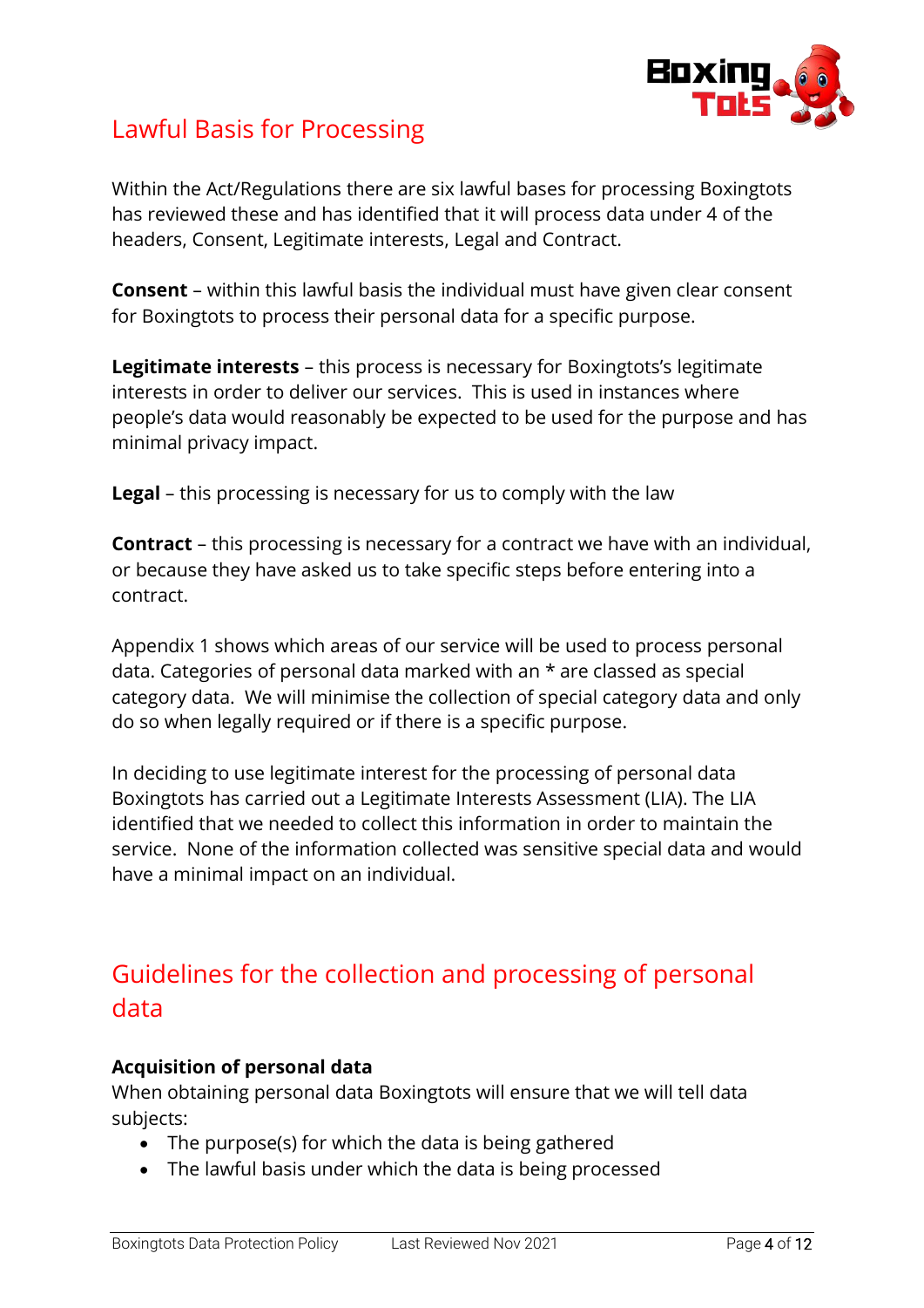## Lawful Basis for Processing

Within the Act/Regulations there are six lawful bases for processing Boxingtots has reviewed these and has identified that it will process data under 4 of the headers, Consent, Legitimate interests, Legal and Contract.

**Consent** – within this lawful basis the individual must have given clear consent for Boxingtots to process their personal data for a specific purpose.

**Legitimate interests** – this process is necessary for Boxingtots's legitimate interests in order to deliver our services. This is used in instances where people's data would reasonably be expected to be used for the purpose and has minimal privacy impact.

**Legal** – this processing is necessary for us to comply with the law

**Contract** – this processing is necessary for a contract we have with an individual, or because they have asked us to take specific steps before entering into a contract.

Appendix 1 shows which areas of our service will be used to process personal data. Categories of personal data marked with an * are classed as special category data. We will minimise the collection of special category data and only do so when legally required or if there is a specific purpose.

In deciding to use legitimate interest for the processing of personal data Boxingtots has carried out a Legitimate Interests Assessment (LIA). The LIA identified that we needed to collect this information in order to maintain the service. None of the information collected was sensitive special data and would have a minimal impact on an individual.

## Guidelines for the collection and processing of personal data

**Acquisition of personal data**

When obtaining personal data Boxingtots will ensure that we will tell data subjects:

- The purpose(s) for which the data is being gathered
- The lawful basis under which the data is being processed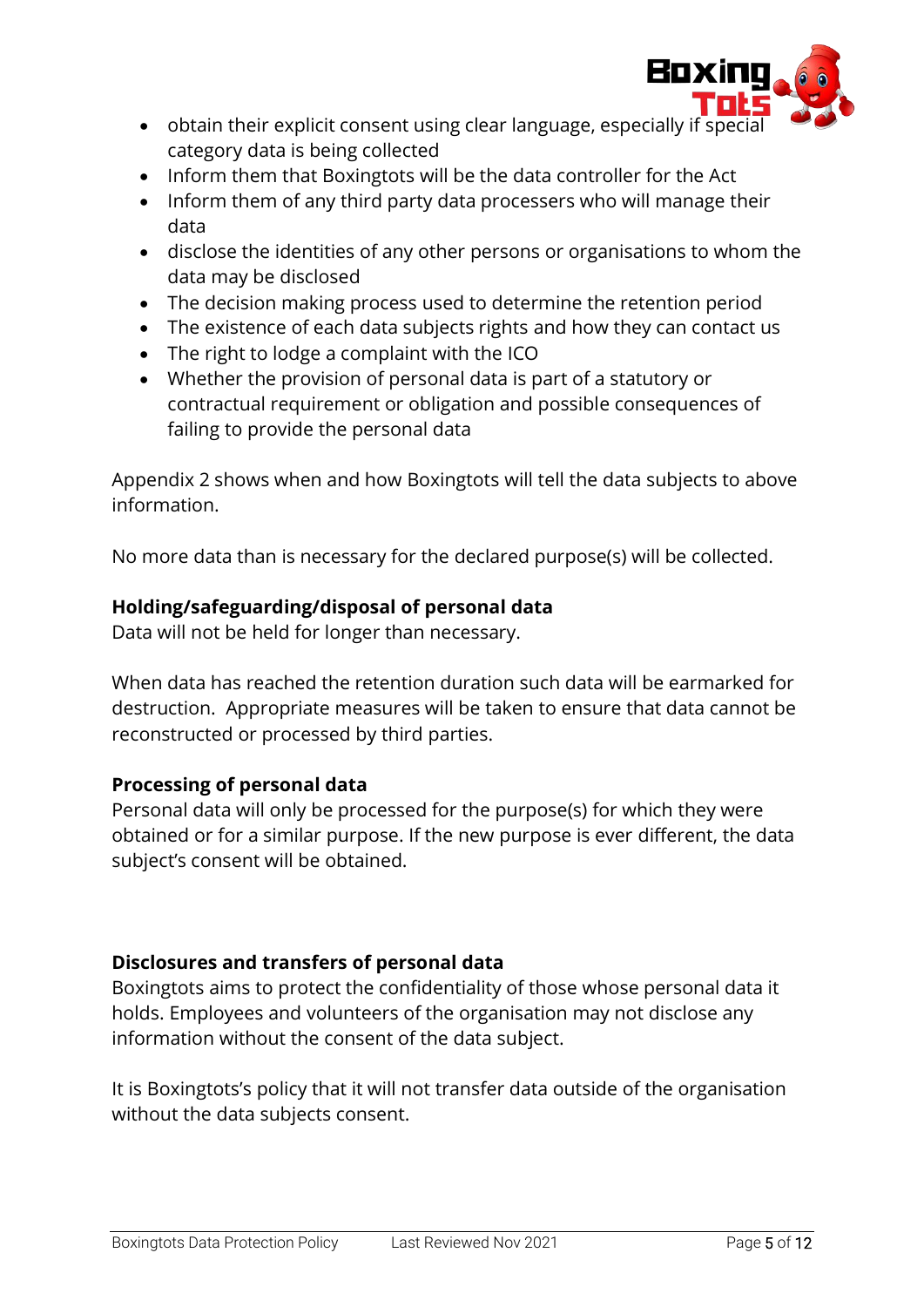- obtain their explicit consent using clear language, especially if special category data is being collected
- Inform them that Boxingtots will be the data controller for the Act
- Inform them of any third party data processers who will manage their data
- disclose the identities of any other persons or organisations to whom the data may be disclosed
- The decision making process used to determine the retention period
- The existence of each data subjects rights and how they can contact us
- The right to lodge a complaint with the ICO
- Whether the provision of personal data is part of a statutory or contractual requirement or obligation and possible consequences of failing to provide the personal data

Appendix 2 shows when and how Boxingtots will tell the data subjects to above information.

No more data than is necessary for the declared purpose(s) will be collected.

**Holding/safeguarding/disposal of personal data**

Data will not be held for longer than necessary.

When data has reached the retention duration such data will be earmarked for destruction. Appropriate measures will be taken to ensure that data cannot be reconstructed or processed by third parties.

**Processing of personal data**

Personal data will only be processed for the purpose(s) for which they were obtained or for a similar purpose. If the new purpose is ever different, the data subject's consent will be obtained.

**Disclosures and transfers of personal data**

Boxingtots aims to protect the confidentiality of those whose personal data it holds. Employees and volunteers of the organisation may not disclose any information without the consent of the data subject.

It is Boxingtots's policy that it will not transfer data outside of the organisation without the data subjects consent.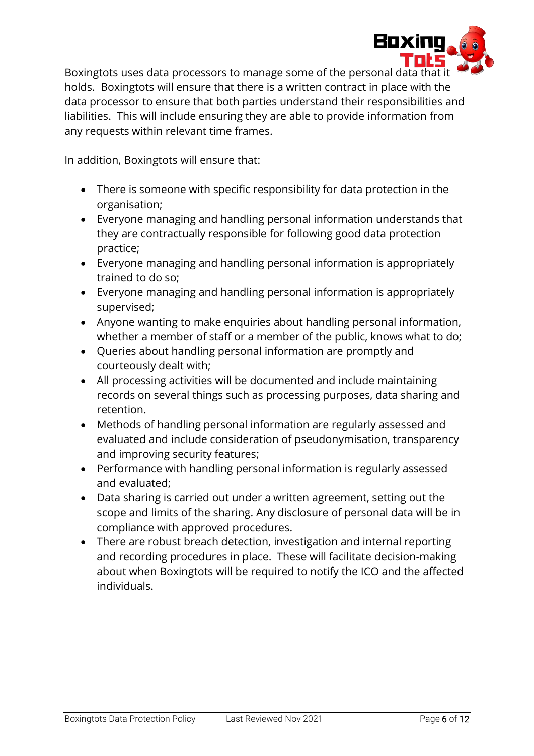Boxingtots uses data processors to manage some of the personal data that it holds. Boxingtots will ensure that there is a written contract in place with the data processor to ensure that both parties understand their responsibilities and liabilities. This will include ensuring they are able to provide information from any requests within relevant time frames.

In addition, Boxingtots will ensure that:

- There is someone with specific responsibility for data protection in the organisation;
- Everyone managing and handling personal information understands that they are contractually responsible for following good data protection practice;
- Everyone managing and handling personal information is appropriately trained to do so;
- Everyone managing and handling personal information is appropriately supervised;
- Anyone wanting to make enquiries about handling personal information, whether a member of staff or a member of the public, knows what to do;
- Queries about handling personal information are promptly and courteously dealt with;
- All processing activities will be documented and include maintaining records on several things such as processing purposes, data sharing and retention.
- Methods of handling personal information are regularly assessed and evaluated and include consideration of pseudonymisation, transparency and improving security features;
- Performance with handling personal information is regularly assessed and evaluated;
- Data sharing is carried out under a written agreement, setting out the scope and limits of the sharing. Any disclosure of personal data will be in compliance with approved procedures.
- There are robust breach detection, investigation and internal reporting and recording procedures in place. These will facilitate decision-making about when Boxingtots will be required to notify the ICO and the affected individuals.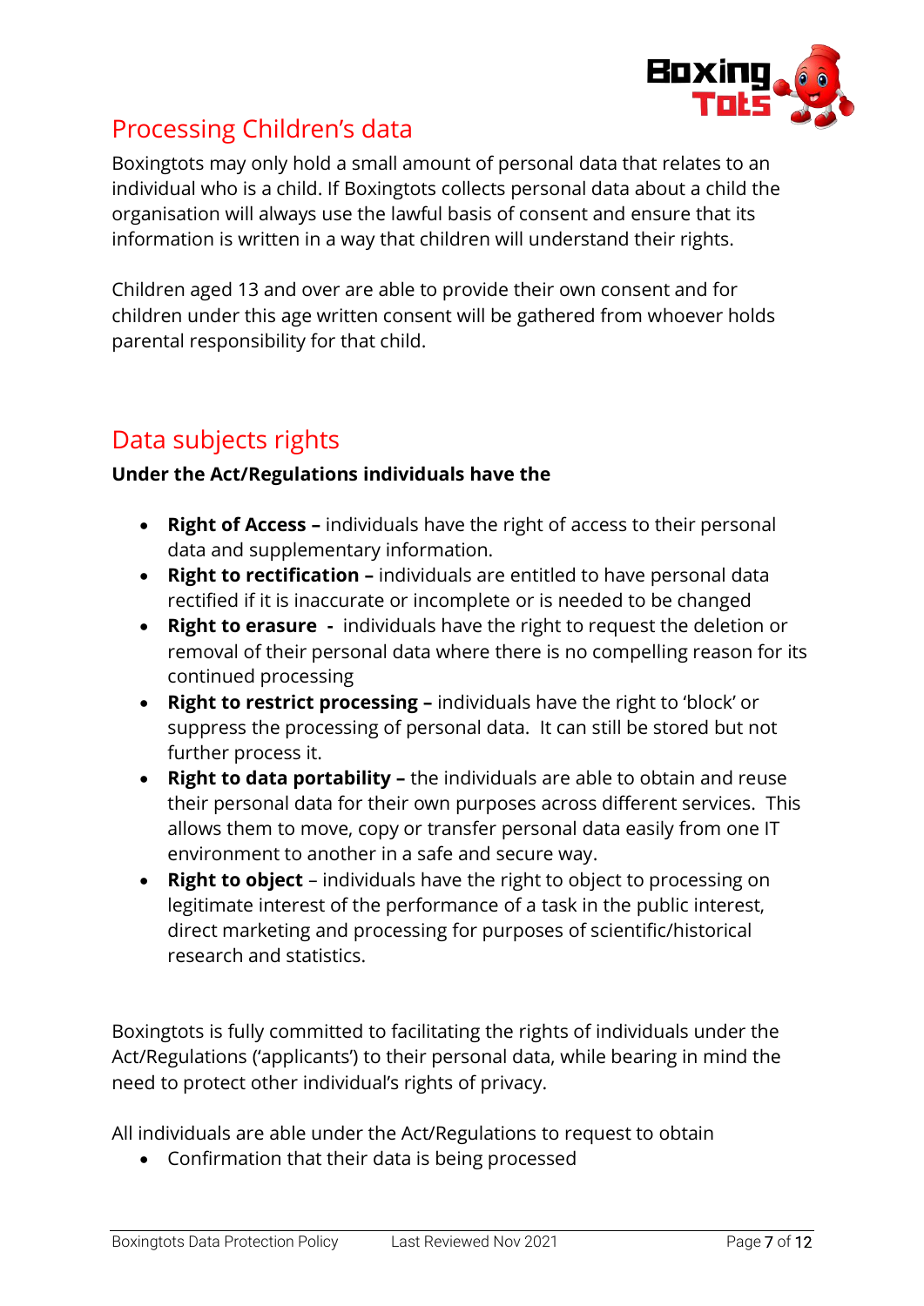## Processing Children's data

Boxingtots may only hold a small amount of personal data that relates to an individual who is a child. If Boxingtots collects personal data about a child the organisation will always use the lawful basis of consent and ensure that its information is written in a way that children will understand their rights.

Children aged 13 and over are able to provide their own consent and for children under this age written consent will be gathered from whoever holds parental responsibility for that child.

## Data subjects rights

**Under the Act/Regulations individuals have the**

- **Right of Access –** individuals have the right of access to their personal data and supplementary information.
- **Right to rectification –** individuals are entitled to have personal data rectified if it is inaccurate or incomplete or is needed to be changed
- **Right to erasure -** individuals have the right to request the deletion or removal of their personal data where there is no compelling reason for its continued processing
- **Right to restrict processing –** individuals have the right to 'block' or suppress the processing of personal data. It can still be stored but not further process it.
- **Right to data portability –** the individuals are able to obtain and reuse their personal data for their own purposes across different services. This allows them to move, copy or transfer personal data easily from one IT environment to another in a safe and secure way.
- **Right to object** – individuals have the right to object to processing on legitimate interest of the performance of a task in the public interest, direct marketing and processing for purposes of scientific/historical research and statistics.

Boxingtots is fully committed to facilitating the rights of individuals under the Act/Regulations ('applicants') to their personal data, while bearing in mind the need to protect other individual's rights of privacy.

All individuals are able under the Act/Regulations to request to obtain

- Confirmation that their data is being processed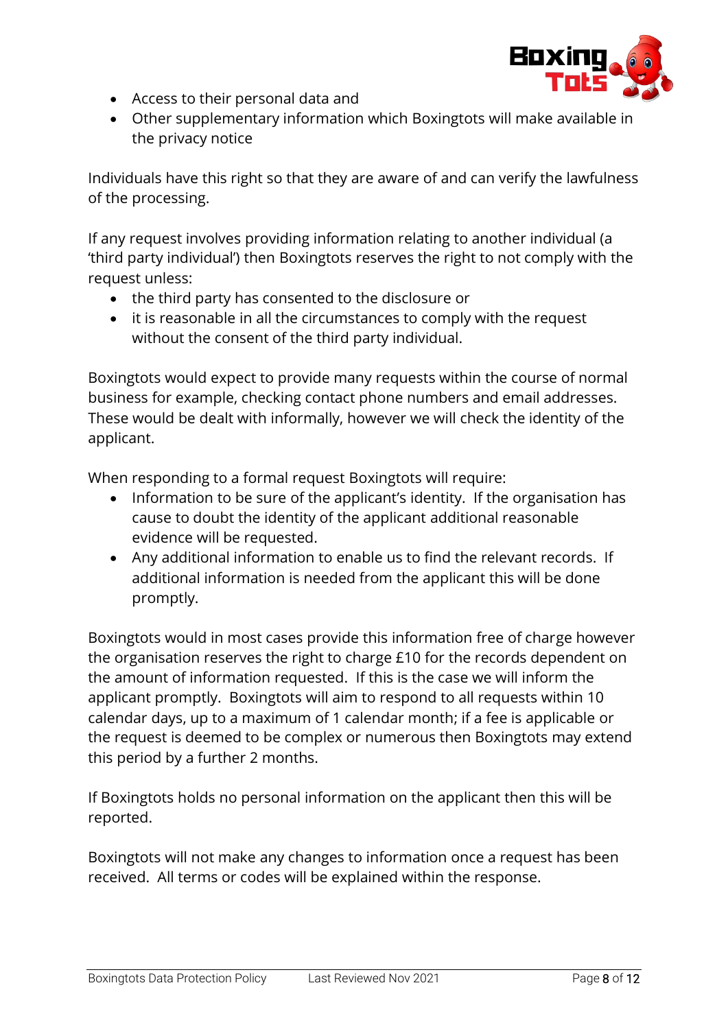- Access to their personal data and
- Other supplementary information which Boxingtots will make available in the privacy notice

Individuals have this right so that they are aware of and can verify the lawfulness of the processing.

If any request involves providing information relating to another individual (a 'third party individual') then Boxingtots reserves the right to not comply with the request unless:

- the third party has consented to the disclosure or
- it is reasonable in all the circumstances to comply with the request without the consent of the third party individual.

Boxingtots would expect to provide many requests within the course of normal business for example, checking contact phone numbers and email addresses. These would be dealt with informally, however we will check the identity of the applicant.

When responding to a formal request Boxingtots will require:

- Information to be sure of the applicant's identity. If the organisation has cause to doubt the identity of the applicant additional reasonable evidence will be requested.
- Any additional information to enable us to find the relevant records. If additional information is needed from the applicant this will be done promptly.

Boxingtots would in most cases provide this information free of charge however the organisation reserves the right to charge £10 for the records dependent on the amount of information requested. If this is the case we will inform the applicant promptly. Boxingtots will aim to respond to all requests within 10 calendar days, up to a maximum of 1 calendar month; if a fee is applicable or the request is deemed to be complex or numerous then Boxingtots may extend this period by a further 2 months.

If Boxingtots holds no personal information on the applicant then this will be reported.

Boxingtots will not make any changes to information once a request has been received. All terms or codes will be explained within the response.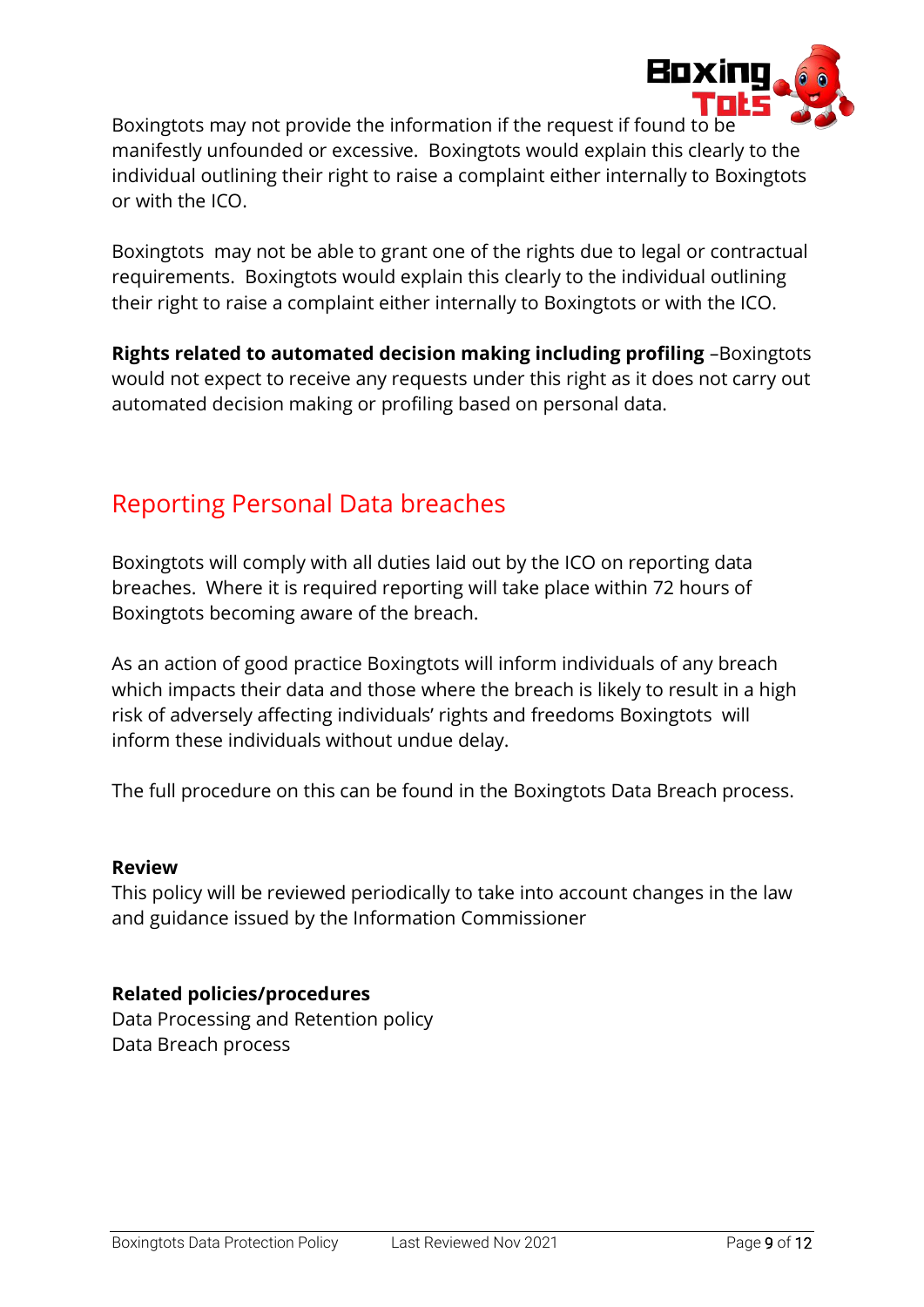Boxingtots may not provide the information if the request if found to be manifestly unfounded or excessive. Boxingtots would explain this clearly to the individual outlining their right to raise a complaint either internally to Boxingtots or with the ICO.

Boxingtots may not be able to grant one of the rights due to legal or contractual requirements. Boxingtots would explain this clearly to the individual outlining their right to raise a complaint either internally to Boxingtots or with the ICO.

**Rights related to automated decision making including profiling** –Boxingtots would not expect to receive any requests under this right as it does not carry out automated decision making or profiling based on personal data.

## Reporting Personal Data breaches

Boxingtots will comply with all duties laid out by the ICO on reporting data breaches. Where it is required reporting will take place within 72 hours of Boxingtots becoming aware of the breach.

As an action of good practice Boxingtots will inform individuals of any breach which impacts their data and those where the breach is likely to result in a high risk of adversely affecting individuals' rights and freedoms Boxingtots will inform these individuals without undue delay.

The full procedure on this can be found in the Boxingtots Data Breach process.

**Review**
This policy will be reviewed periodically to take into account changes in the law and guidance issued by the Information Commissioner

**Related policies/procedures**
Data Processing and Retention policy
Data Breach process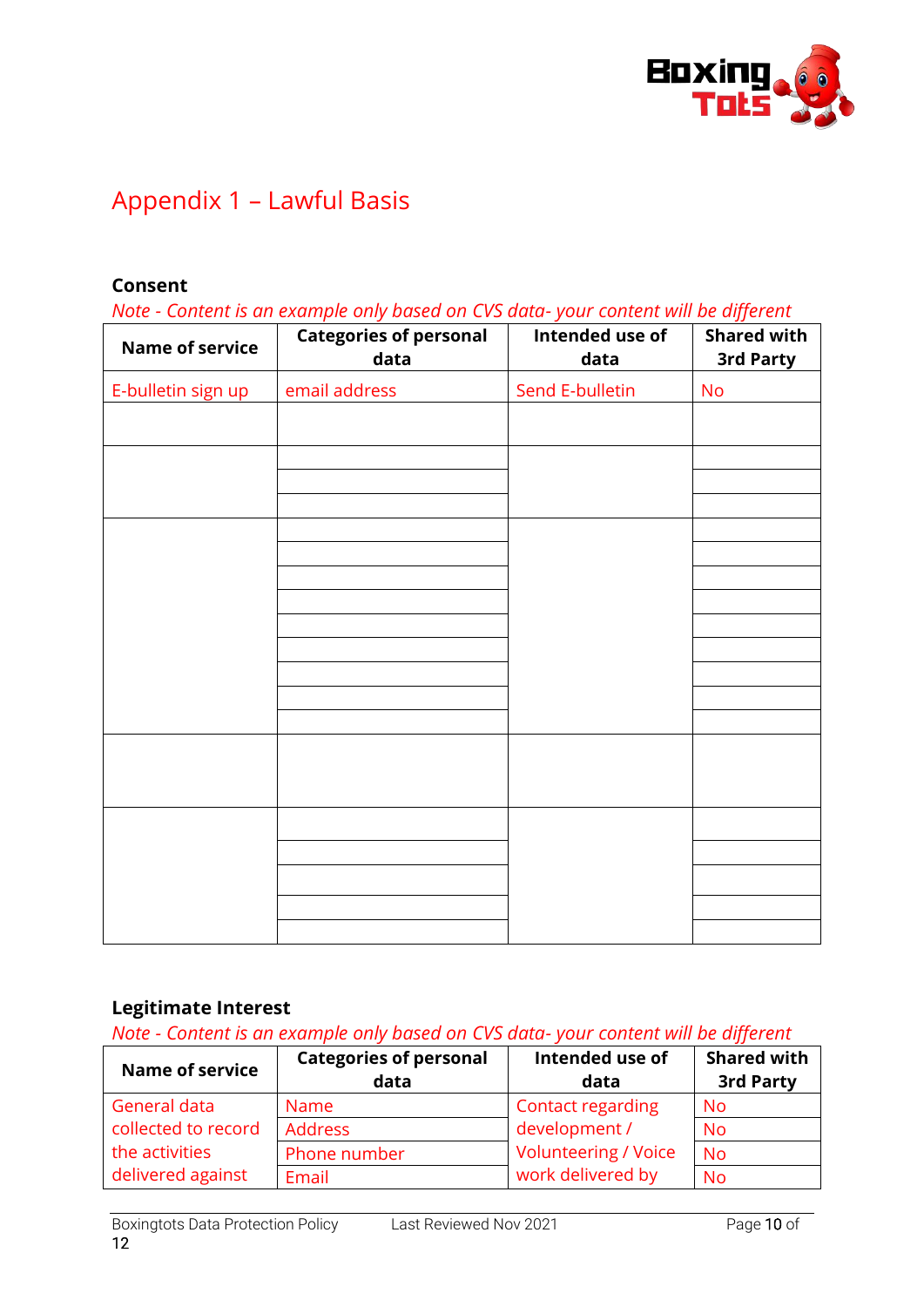# Appendix 1 – Lawful Basis

**Consent**

*Note - Content is an example only based on CVS data- your content will be different*

| Name of service | Categories of personal data | Intended use of data | Shared with 3rd Party |
|---|---|---|---|
| E-bulletin sign up | email address | Send E-bulletin | No |
| | | | |
| | | | |
| | | | |
| | | | |
| | | | |
| | | | |
| | | | |
| | | | |
| | | | |
| | | | |
| | | | |
| | | | |
| | | | |
| | | | |
| | | | |
| | | | |
| | | | |
| | | | |
| | | | |

**Legitimate Interest**

*Note - Content is an example only based on CVS data- your content will be different*

| Name of service | Categories of personal data | Intended use of data | Shared with 3rd Party |
|---|---|---|---|
| General data collected to record the activities delivered against | Name | Contact regarding development / Volunteering / Voice work delivered by | No |
| | Address | | No |
| | Phone number | | No |
| | Email | | No |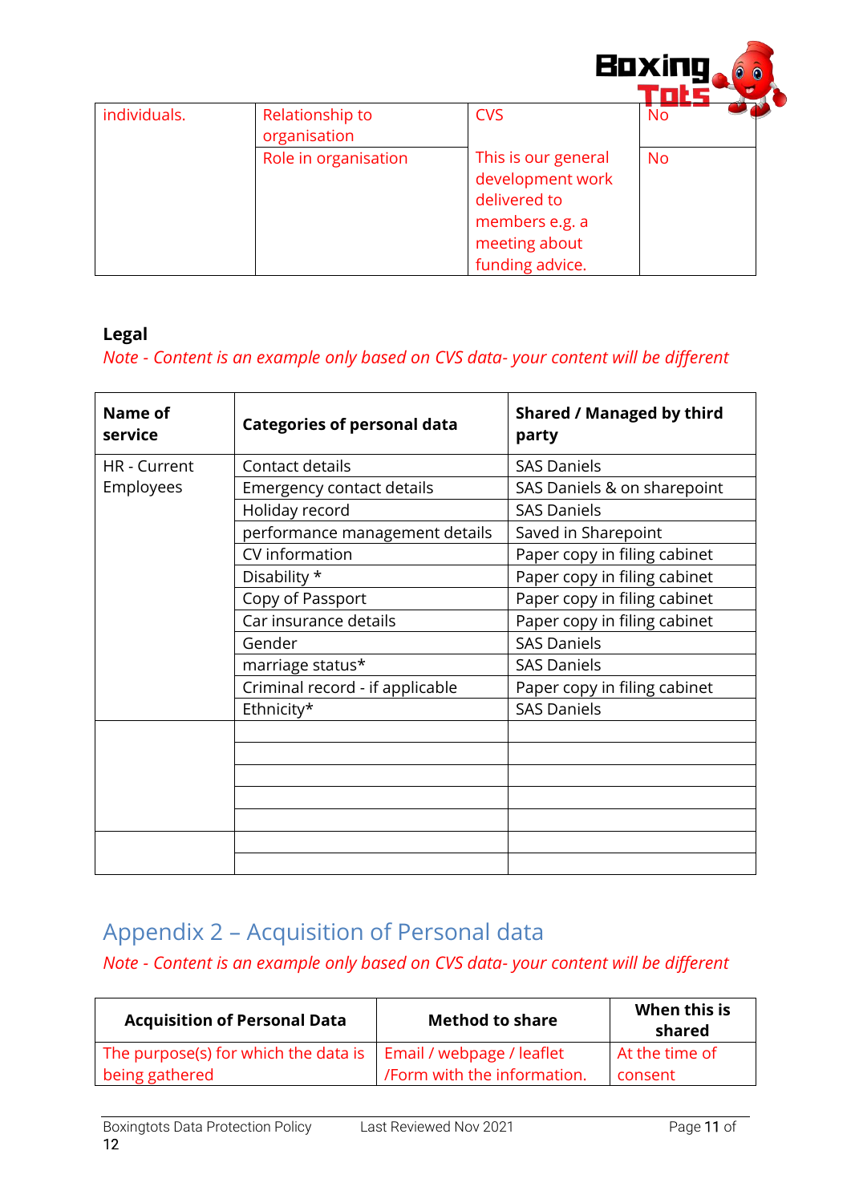| individuals. | Relationship to organisation | CVS | No |
|---|---|---|---|
| | Role in organisation | This is our general development work delivered to members e.g. a meeting about funding advice. | No |

**Legal**

*Note - Content is an example only based on CVS data- your content will be different*

| Name of service | Categories of personal data | Shared / Managed by third party |
|---|---|---|
| HR - Current Employees | Contact details | SAS Daniels |
| | Emergency contact details | SAS Daniels & on sharepoint |
| | Holiday record | SAS Daniels |
| | performance management details | Saved in Sharepoint |
| | CV information | Paper copy in filing cabinet |
| | Disability * | Paper copy in filing cabinet |
| | Copy of Passport | Paper copy in filing cabinet |
| | Car insurance details | Paper copy in filing cabinet |
| | Gender | SAS Daniels |
| | marriage status* | SAS Daniels |
| | Criminal record - if applicable | Paper copy in filing cabinet |
| | Ethnicity* | SAS Daniels |
| | | |
| | | |
| | | |
| | | |
| | | |
| | | |
| | | |

## Appendix 2 – Acquisition of Personal data

*Note - Content is an example only based on CVS data- your content will be different*

| Acquisition of Personal Data | Method to share | When this is shared |
|---|---|---|
| The purpose(s) for which the data is being gathered | Email / webpage / leaflet /Form with the information. | At the time of consent |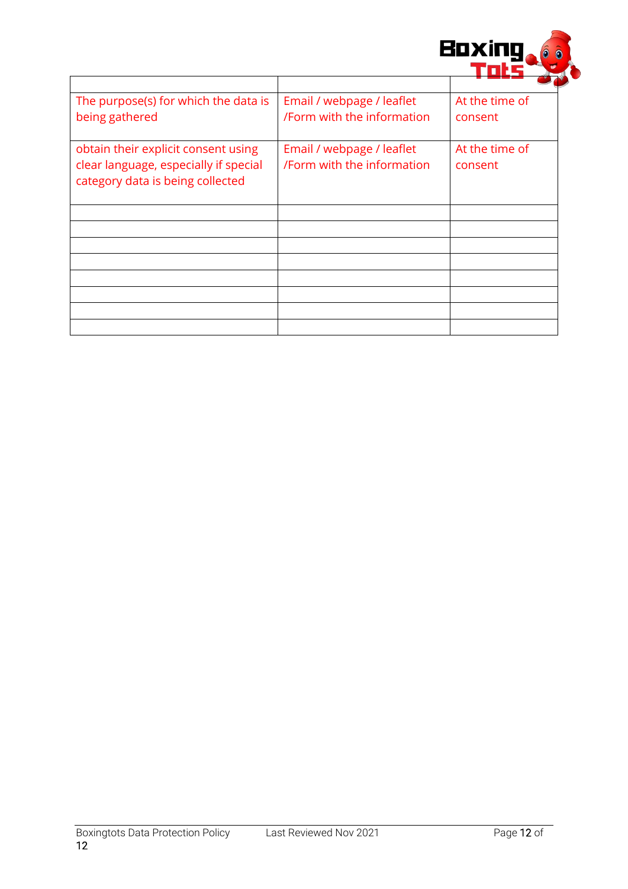| | | |
|---|---|---|
| The purpose(s) for which the data is being gathered | Email / webpage / leaflet /Form with the information | At the time of consent |
| obtain their explicit consent using clear language, especially if special category data is being collected | Email / webpage / leaflet /Form with the information | At the time of consent |
| | | |
| | | |
| | | |
| | | |
| | | |
| | | |
| | | |
| | | |